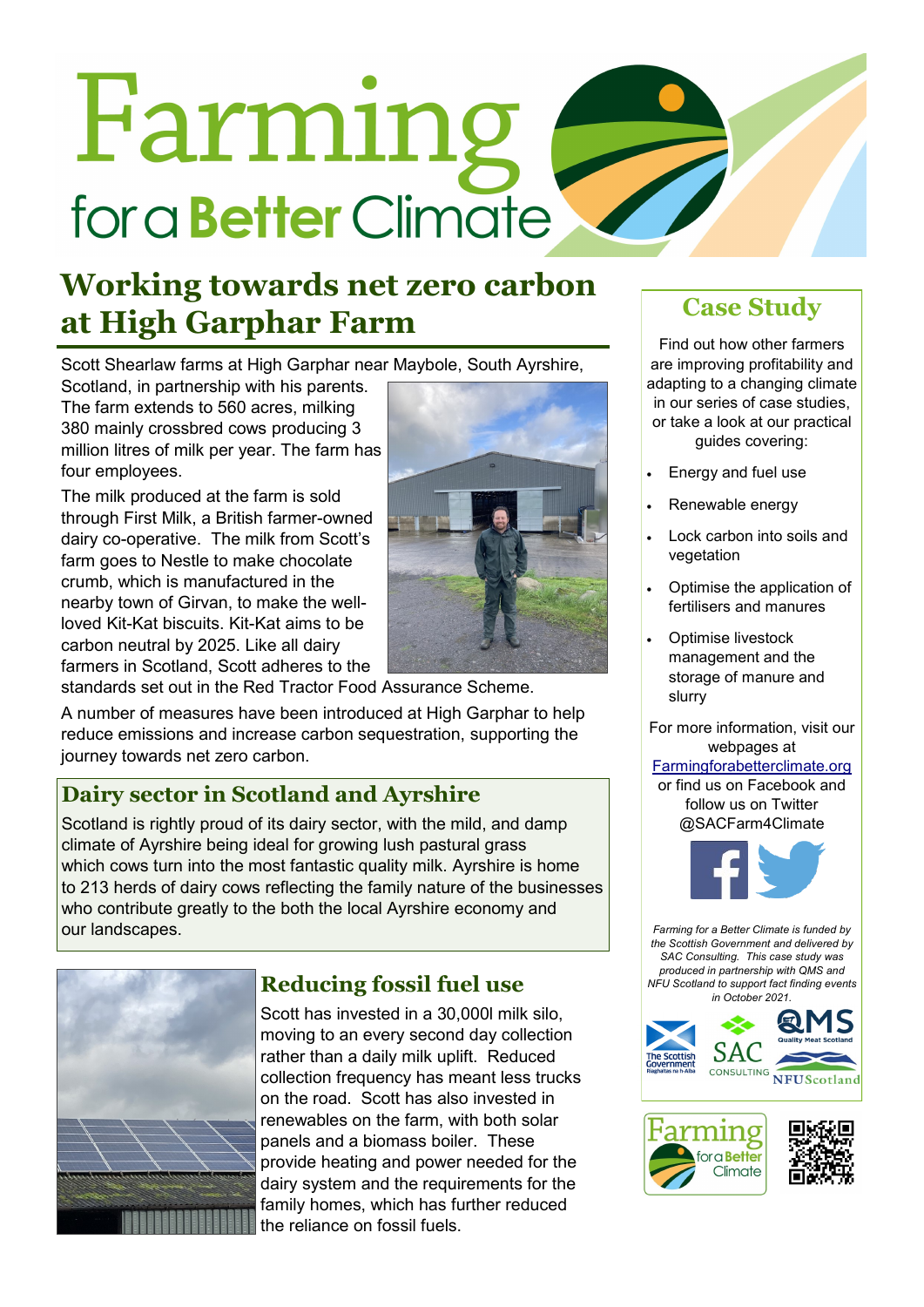# Farming for a Better Climate

## Working towards net zero carbon at High Garphar Farm

Scott Shearlaw farms at High Garphar near Maybole, South Ayrshire, Scotland, in partnership with his parents. The farm extends to 560 acres, milking 380 mainly crossbred cows producing 3 million litres of milk per year. The farm has four employees.

The milk produced at the farm is sold through First Milk, a British farmer-owned dairy co-operative. The milk from Scott's farm goes to Nestle to make chocolate crumb, which is manufactured in the nearby town of Girvan, to make the well-loved Kit-Kat biscuits. Kit-Kat aims to be carbon neutral by 2025. Like all dairy farmers in Scotland, Scott adheres to the standards set out in the Red Tractor Food Assurance Scheme.

A number of measures have been introduced at High Garphar to help reduce emissions and increase carbon sequestration, supporting the journey towards net zero carbon.

### Dairy sector in Scotland and Ayrshire

Scotland is rightly proud of its dairy sector, with the mild, and damp climate of Ayrshire being ideal for growing lush pastural grass which cows turn into the most fantastic quality milk. Ayrshire is home to 213 herds of dairy cows reflecting the family nature of the businesses who contribute greatly to the both the local Ayrshire economy and our landscapes.

### Reducing fossil fuel use

Scott has invested in a 30,000l milk silo, moving to an every second day collection rather than a daily milk uplift. Reduced collection frequency has meant less trucks on the road. Scott has also invested in renewables on the farm, with both solar panels and a biomass boiler. These provide heating and power needed for the dairy system and the requirements for the family homes, which has further reduced the reliance on fossil fuels.

## Case Study

Find out how other farmers are improving profitability and adapting to a changing climate in our series of case studies, or take a look at our practical guides covering:

- Energy and fuel use
- Renewable energy
- Lock carbon into soils and vegetation
- Optimise the application of fertilisers and manures
- Optimise livestock management and the storage of manure and slurry

For more information, visit our webpages at Farmingforabetterclimate.org or find us on Facebook and follow us on Twitter @SACFarm4Climate

*Farming for a Better Climate is funded by the Scottish Government and delivered by SAC Consulting. This case study was produced in partnership with QMS and NFU Scotland to support fact finding events in October 2021.*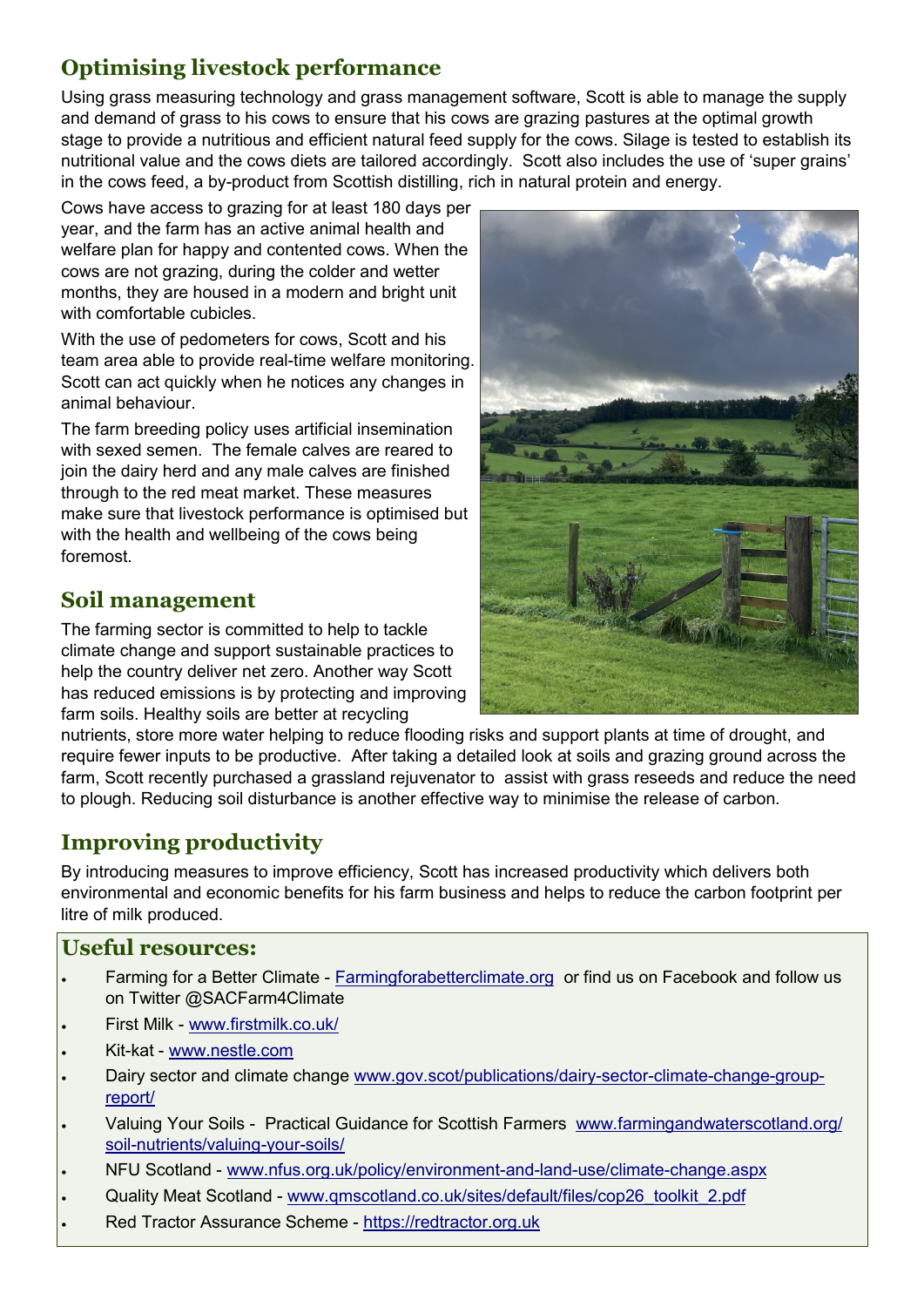## Optimising livestock performance

Using grass measuring technology and grass management software, Scott is able to manage the supply and demand of grass to his cows to ensure that his cows are grazing pastures at the optimal growth stage to provide a nutritious and efficient natural feed supply for the cows. Silage is tested to establish its nutritional value and the cows diets are tailored accordingly. Scott also includes the use of 'super grains' in the cows feed, a by-product from Scottish distilling, rich in natural protein and energy.

Cows have access to grazing for at least 180 days per year, and the farm has an active animal health and welfare plan for happy and contented cows. When the cows are not grazing, during the colder and wetter months, they are housed in a modern and bright unit with comfortable cubicles.

With the use of pedometers for cows, Scott and his team area able to provide real-time welfare monitoring. Scott can act quickly when he notices any changes in animal behaviour.

The farm breeding policy uses artificial insemination with sexed semen. The female calves are reared to join the dairy herd and any male calves are finished through to the red meat market. These measures make sure that livestock performance is optimised but with the health and wellbeing of the cows being foremost.

## Soil management

The farming sector is committed to help to tackle climate change and support sustainable practices to help the country deliver net zero. Another way Scott has reduced emissions is by protecting and improving farm soils. Healthy soils are better at recycling nutrients, store more water helping to reduce flooding risks and support plants at time of drought, and require fewer inputs to be productive. After taking a detailed look at soils and grazing ground across the farm, Scott recently purchased a grassland rejuvenator to assist with grass reseeds and reduce the need to plough. Reducing soil disturbance is another effective way to minimise the release of carbon.

## Improving productivity

By introducing measures to improve efficiency, Scott has increased productivity which delivers both environmental and economic benefits for his farm business and helps to reduce the carbon footprint per litre of milk produced.

## Useful resources:

- Farming for a Better Climate - Farmingforabetterclimate.org or find us on Facebook and follow us on Twitter @SACFarm4Climate
- First Milk - www.firstmilk.co.uk/
- Kit-kat - www.nestle.com
- Dairy sector and climate change www.gov.scot/publications/dairy-sector-climate-change-group-report/
- Valuing Your Soils - Practical Guidance for Scottish Farmers www.farmingandwaterscotland.org/soil-nutrients/valuing-your-soils/
- NFU Scotland - www.nfus.org.uk/policy/environment-and-land-use/climate-change.aspx
- Quality Meat Scotland - www.qmscotland.co.uk/sites/default/files/cop26_toolkit_2.pdf
- Red Tractor Assurance Scheme - https://redtractor.org.uk